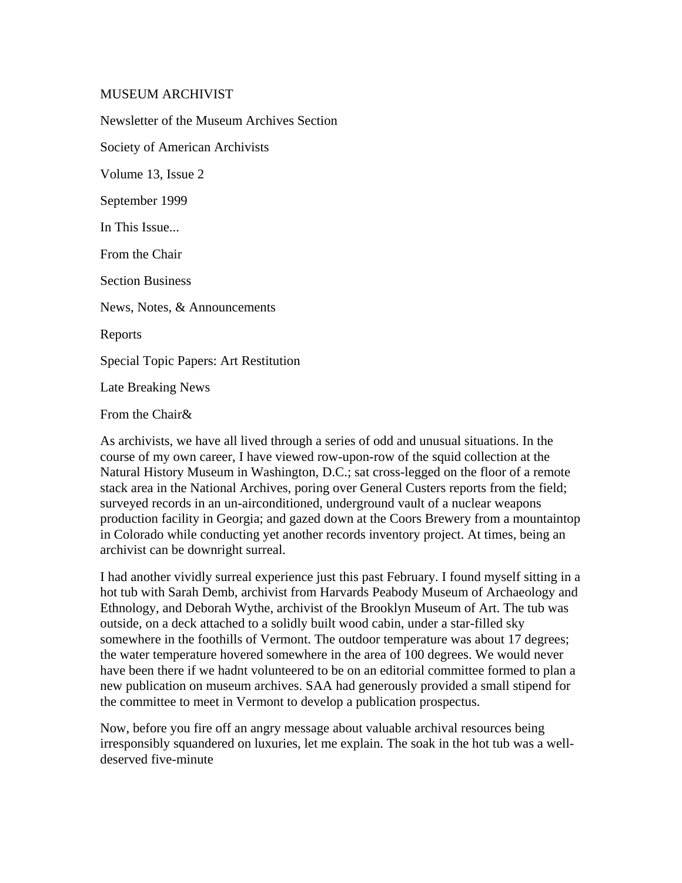# MUSEUM ARCHIVIST

Newsletter of the Museum Archives Section

Society of American Archivists

Volume 13, Issue 2

September 1999

## In This Issue...

From the Chair

Section Business

News, Notes, & Announcements

Reports

Special Topic Papers: Art Restitution

Late Breaking News

## From the Chair&

As archivists, we have all lived through a series of odd and unusual situations. In the course of my own career, I have viewed row-upon-row of the squid collection at the Natural History Museum in Washington, D.C.; sat cross-legged on the floor of a remote stack area in the National Archives, poring over General Custers reports from the field; surveyed records in an un-airconditioned, underground vault of a nuclear weapons production facility in Georgia; and gazed down at the Coors Brewery from a mountaintop in Colorado while conducting yet another records inventory project. At times, being an archivist can be downright surreal.

I had another vividly surreal experience just this past February. I found myself sitting in a hot tub with Sarah Demb, archivist from Harvards Peabody Museum of Archaeology and Ethnology, and Deborah Wythe, archivist of the Brooklyn Museum of Art. The tub was outside, on a deck attached to a solidly built wood cabin, under a star-filled sky somewhere in the foothills of Vermont. The outdoor temperature was about 17 degrees; the water temperature hovered somewhere in the area of 100 degrees. We would never have been there if we hadnt volunteered to be on an editorial committee formed to plan a new publication on museum archives. SAA had generously provided a small stipend for the committee to meet in Vermont to develop a publication prospectus.

Now, before you fire off an angry message about valuable archival resources being irresponsibly squandered on luxuries, let me explain. The soak in the hot tub was a well-deserved five-minute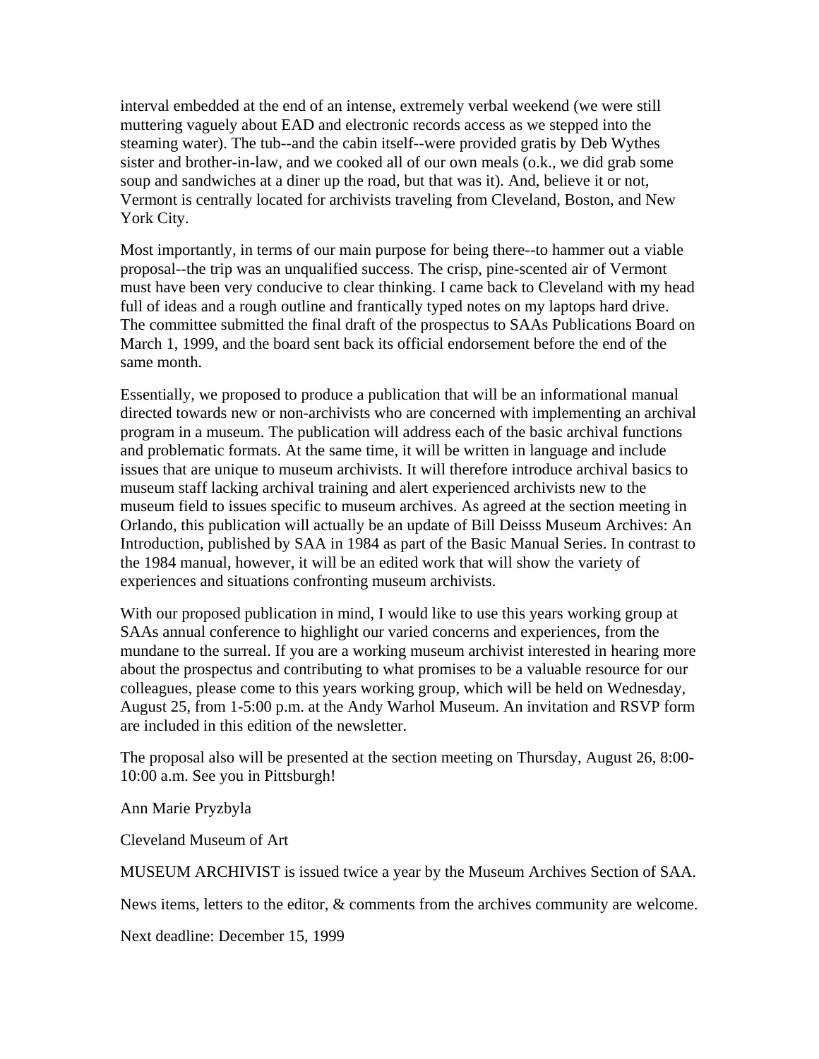interval embedded at the end of an intense, extremely verbal weekend (we were still muttering vaguely about EAD and electronic records access as we stepped into the steaming water). The tub--and the cabin itself--were provided gratis by Deb Wythes sister and brother-in-law, and we cooked all of our own meals (o.k., we did grab some soup and sandwiches at a diner up the road, but that was it). And, believe it or not, Vermont is centrally located for archivists traveling from Cleveland, Boston, and New York City.

Most importantly, in terms of our main purpose for being there--to hammer out a viable proposal--the trip was an unqualified success. The crisp, pine-scented air of Vermont must have been very conducive to clear thinking. I came back to Cleveland with my head full of ideas and a rough outline and frantically typed notes on my laptops hard drive. The committee submitted the final draft of the prospectus to SAAs Publications Board on March 1, 1999, and the board sent back its official endorsement before the end of the same month.

Essentially, we proposed to produce a publication that will be an informational manual directed towards new or non-archivists who are concerned with implementing an archival program in a museum. The publication will address each of the basic archival functions and problematic formats. At the same time, it will be written in language and include issues that are unique to museum archivists. It will therefore introduce archival basics to museum staff lacking archival training and alert experienced archivists new to the museum field to issues specific to museum archives. As agreed at the section meeting in Orlando, this publication will actually be an update of Bill Deisss Museum Archives: An Introduction, published by SAA in 1984 as part of the Basic Manual Series. In contrast to the 1984 manual, however, it will be an edited work that will show the variety of experiences and situations confronting museum archivists.

With our proposed publication in mind, I would like to use this years working group at SAAs annual conference to highlight our varied concerns and experiences, from the mundane to the surreal. If you are a working museum archivist interested in hearing more about the prospectus and contributing to what promises to be a valuable resource for our colleagues, please come to this years working group, which will be held on Wednesday, August 25, from 1-5:00 p.m. at the Andy Warhol Museum. An invitation and RSVP form are included in this edition of the newsletter.

The proposal also will be presented at the section meeting on Thursday, August 26, 8:00-10:00 a.m. See you in Pittsburgh!

Ann Marie Pryzbyla

Cleveland Museum of Art

MUSEUM ARCHIVIST is issued twice a year by the Museum Archives Section of SAA.

News items, letters to the editor, & comments from the archives community are welcome.

Next deadline: December 15, 1999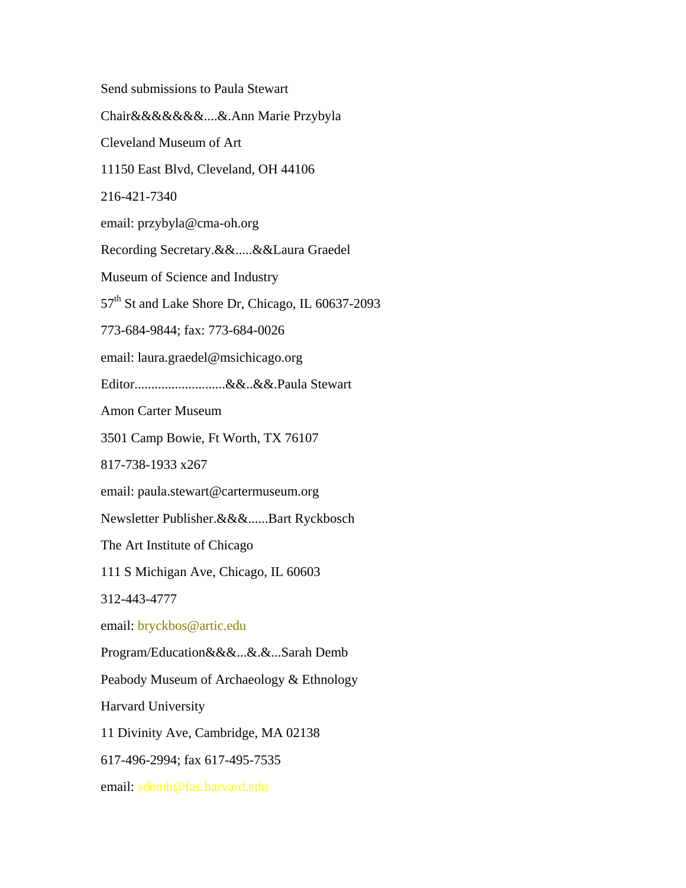Send submissions to Paula Stewart

Chair&&&&&&&....&.Ann Marie Przybyla

Cleveland Museum of Art

11150 East Blvd, Cleveland, OH 44106

216-421-7340

email: przybyla@cma-oh.org

Recording Secretary.&&.....&&Laura Graedel

Museum of Science and Industry

57th St and Lake Shore Dr, Chicago, IL 60637-2093

773-684-9844; fax: 773-684-0026

email: laura.graedel@msichicago.org

Editor...........................&&..&&.Paula Stewart

Amon Carter Museum

3501 Camp Bowie, Ft Worth, TX 76107

817-738-1933 x267

email: paula.stewart@cartermuseum.org

Newsletter Publisher.&&&......Bart Ryckbosch

The Art Institute of Chicago

111 S Michigan Ave, Chicago, IL 60603

312-443-4777

email: bryckbos@artic.edu

Program/Education&&&...&.&...Sarah Demb

Peabody Museum of Archaeology & Ethnology

Harvard University

11 Divinity Ave, Cambridge, MA 02138

617-496-2994; fax 617-495-7535

email: sdemb@fas.harvard.edu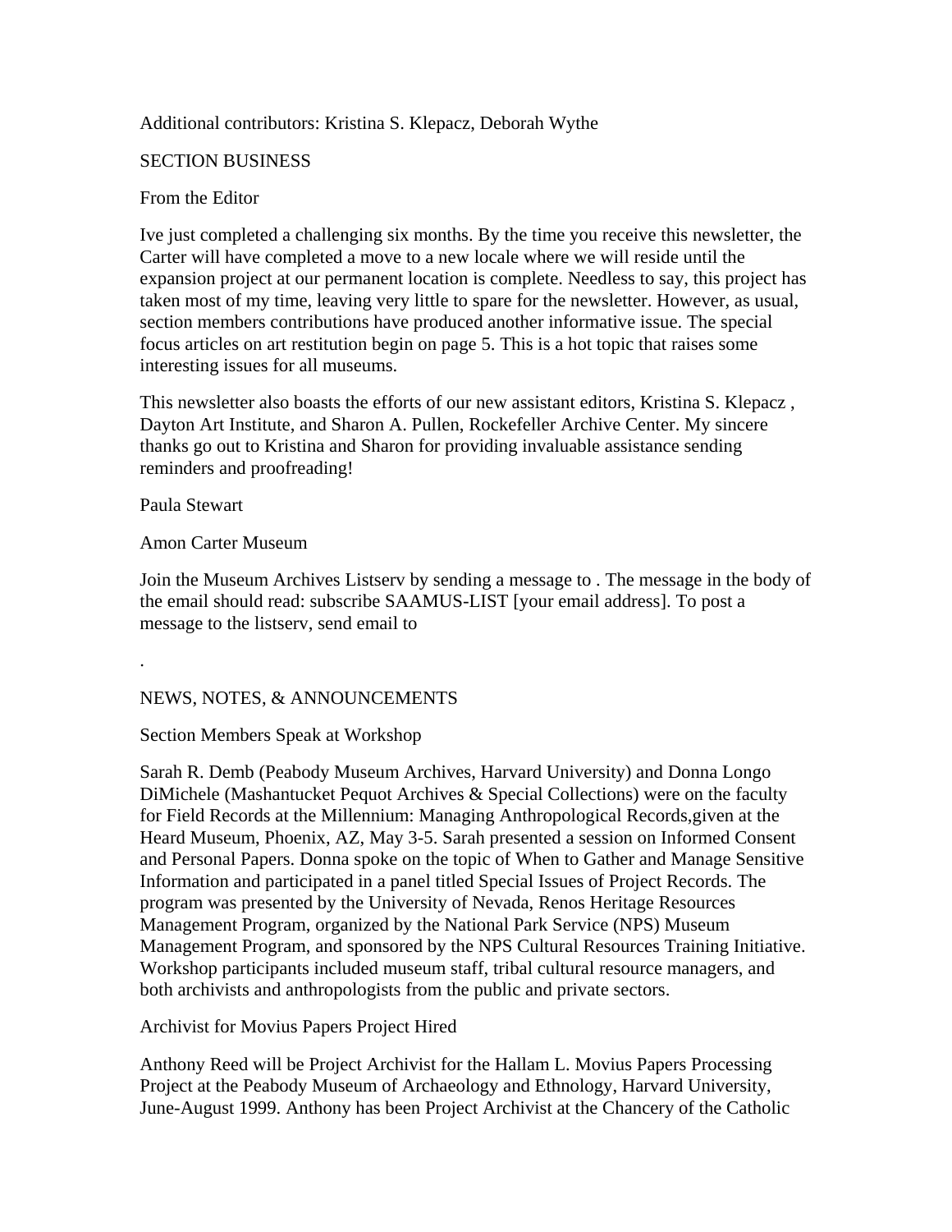Additional contributors: Kristina S. Klepacz, Deborah Wythe

## SECTION BUSINESS

### From the Editor

Ive just completed a challenging six months. By the time you receive this newsletter, the Carter will have completed a move to a new locale where we will reside until the expansion project at our permanent location is complete. Needless to say, this project has taken most of my time, leaving very little to spare for the newsletter. However, as usual, section members contributions have produced another informative issue. The special focus articles on art restitution begin on page 5. This is a hot topic that raises some interesting issues for all museums.

This newsletter also boasts the efforts of our new assistant editors, Kristina S. Klepacz , Dayton Art Institute, and Sharon A. Pullen, Rockefeller Archive Center. My sincere thanks go out to Kristina and Sharon for providing invaluable assistance sending reminders and proofreading!

Paula Stewart

Amon Carter Museum

Join the Museum Archives Listserv by sending a message to . The message in the body of the email should read: subscribe SAAMUS-LIST [your email address]. To post a message to the listserv, send email to

.

## NEWS, NOTES, & ANNOUNCEMENTS

### Section Members Speak at Workshop

Sarah R. Demb (Peabody Museum Archives, Harvard University) and Donna Longo DiMichele (Mashantucket Pequot Archives & Special Collections) were on the faculty for Field Records at the Millennium: Managing Anthropological Records,given at the Heard Museum, Phoenix, AZ, May 3-5. Sarah presented a session on Informed Consent and Personal Papers. Donna spoke on the topic of When to Gather and Manage Sensitive Information and participated in a panel titled Special Issues of Project Records. The program was presented by the University of Nevada, Renos Heritage Resources Management Program, organized by the National Park Service (NPS) Museum Management Program, and sponsored by the NPS Cultural Resources Training Initiative. Workshop participants included museum staff, tribal cultural resource managers, and both archivists and anthropologists from the public and private sectors.

### Archivist for Movius Papers Project Hired

Anthony Reed will be Project Archivist for the Hallam L. Movius Papers Processing Project at the Peabody Museum of Archaeology and Ethnology, Harvard University, June-August 1999. Anthony has been Project Archivist at the Chancery of the Catholic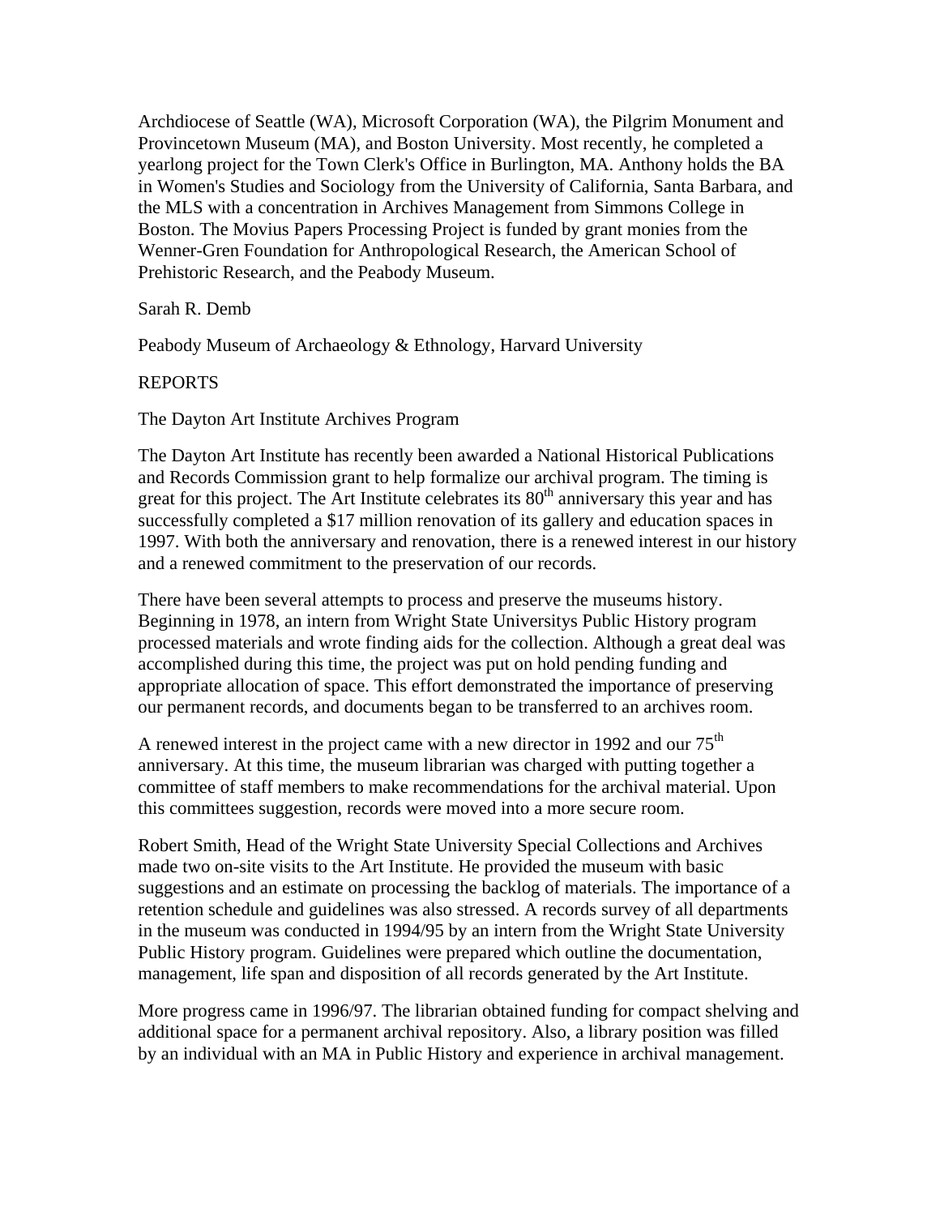Archdiocese of Seattle (WA), Microsoft Corporation (WA), the Pilgrim Monument and Provincetown Museum (MA), and Boston University. Most recently, he completed a yearlong project for the Town Clerk's Office in Burlington, MA. Anthony holds the BA in Women's Studies and Sociology from the University of California, Santa Barbara, and the MLS with a concentration in Archives Management from Simmons College in Boston. The Movius Papers Processing Project is funded by grant monies from the Wenner-Gren Foundation for Anthropological Research, the American School of Prehistoric Research, and the Peabody Museum.

Sarah R. Demb

Peabody Museum of Archaeology & Ethnology, Harvard University

## REPORTS

### The Dayton Art Institute Archives Program

The Dayton Art Institute has recently been awarded a National Historical Publications and Records Commission grant to help formalize our archival program. The timing is great for this project. The Art Institute celebrates its 80th anniversary this year and has successfully completed a $17 million renovation of its gallery and education spaces in 1997. With both the anniversary and renovation, there is a renewed interest in our history and a renewed commitment to the preservation of our records.

There have been several attempts to process and preserve the museums history. Beginning in 1978, an intern from Wright State Universitys Public History program processed materials and wrote finding aids for the collection. Although a great deal was accomplished during this time, the project was put on hold pending funding and appropriate allocation of space. This effort demonstrated the importance of preserving our permanent records, and documents began to be transferred to an archives room.

A renewed interest in the project came with a new director in 1992 and our 75th anniversary. At this time, the museum librarian was charged with putting together a committee of staff members to make recommendations for the archival material. Upon this committees suggestion, records were moved into a more secure room.

Robert Smith, Head of the Wright State University Special Collections and Archives made two on-site visits to the Art Institute. He provided the museum with basic suggestions and an estimate on processing the backlog of materials. The importance of a retention schedule and guidelines was also stressed. A records survey of all departments in the museum was conducted in 1994/95 by an intern from the Wright State University Public History program. Guidelines were prepared which outline the documentation, management, life span and disposition of all records generated by the Art Institute.

More progress came in 1996/97. The librarian obtained funding for compact shelving and additional space for a permanent archival repository. Also, a library position was filled by an individual with an MA in Public History and experience in archival management.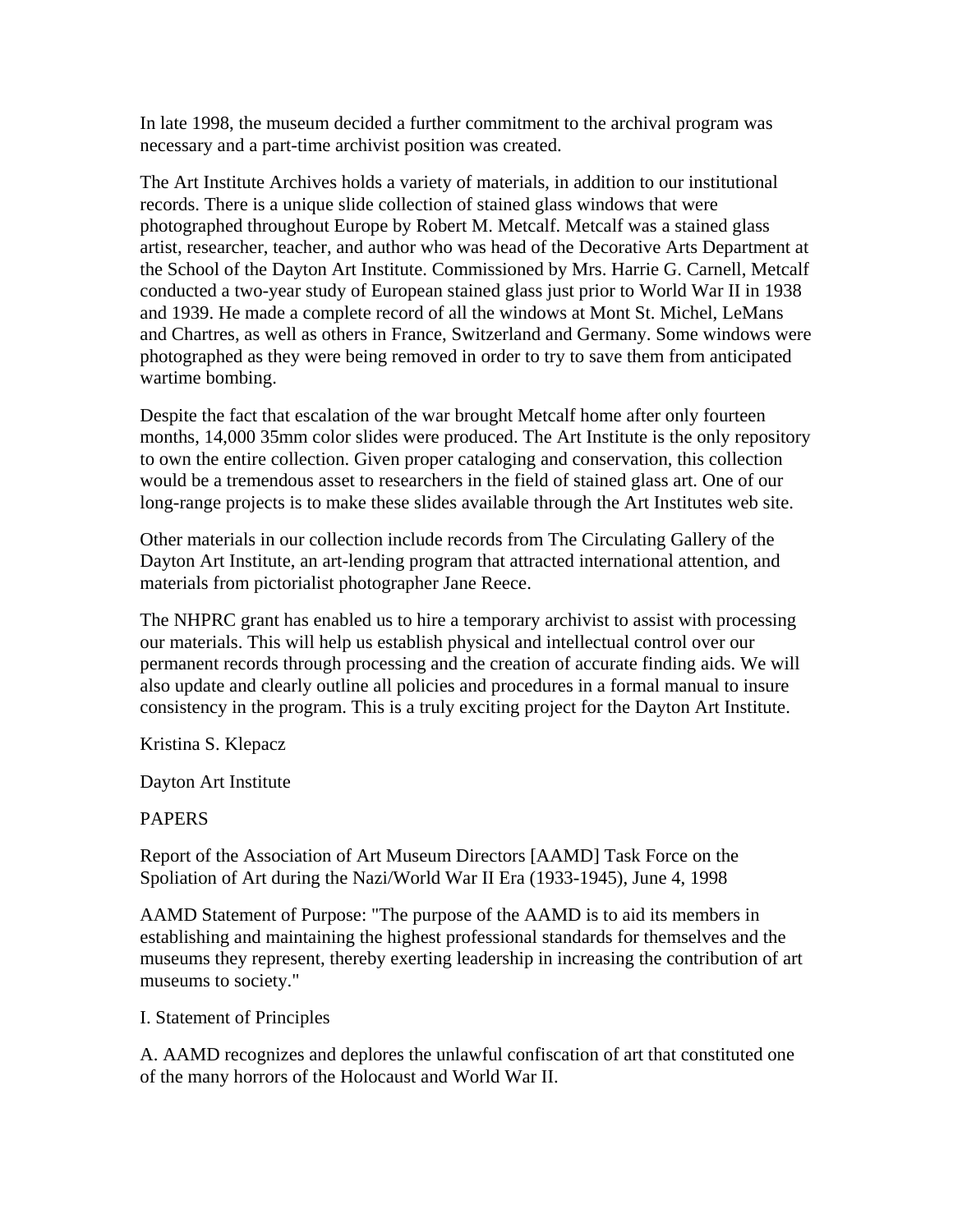In late 1998, the museum decided a further commitment to the archival program was necessary and a part-time archivist position was created.

The Art Institute Archives holds a variety of materials, in addition to our institutional records. There is a unique slide collection of stained glass windows that were photographed throughout Europe by Robert M. Metcalf. Metcalf was a stained glass artist, researcher, teacher, and author who was head of the Decorative Arts Department at the School of the Dayton Art Institute. Commissioned by Mrs. Harrie G. Carnell, Metcalf conducted a two-year study of European stained glass just prior to World War II in 1938 and 1939. He made a complete record of all the windows at Mont St. Michel, LeMans and Chartres, as well as others in France, Switzerland and Germany. Some windows were photographed as they were being removed in order to try to save them from anticipated wartime bombing.

Despite the fact that escalation of the war brought Metcalf home after only fourteen months, 14,000 35mm color slides were produced. The Art Institute is the only repository to own the entire collection. Given proper cataloging and conservation, this collection would be a tremendous asset to researchers in the field of stained glass art. One of our long-range projects is to make these slides available through the Art Institutes web site.

Other materials in our collection include records from The Circulating Gallery of the Dayton Art Institute, an art-lending program that attracted international attention, and materials from pictorialist photographer Jane Reece.

The NHPRC grant has enabled us to hire a temporary archivist to assist with processing our materials. This will help us establish physical and intellectual control over our permanent records through processing and the creation of accurate finding aids. We will also update and clearly outline all policies and procedures in a formal manual to insure consistency in the program. This is a truly exciting project for the Dayton Art Institute.

Kristina S. Klepacz

Dayton Art Institute

## PAPERS

Report of the Association of Art Museum Directors [AAMD] Task Force on the Spoliation of Art during the Nazi/World War II Era (1933-1945), June 4, 1998

AAMD Statement of Purpose: "The purpose of the AAMD is to aid its members in establishing and maintaining the highest professional standards for themselves and the museums they represent, thereby exerting leadership in increasing the contribution of art museums to society."

I. Statement of Principles

A. AAMD recognizes and deplores the unlawful confiscation of art that constituted one of the many horrors of the Holocaust and World War II.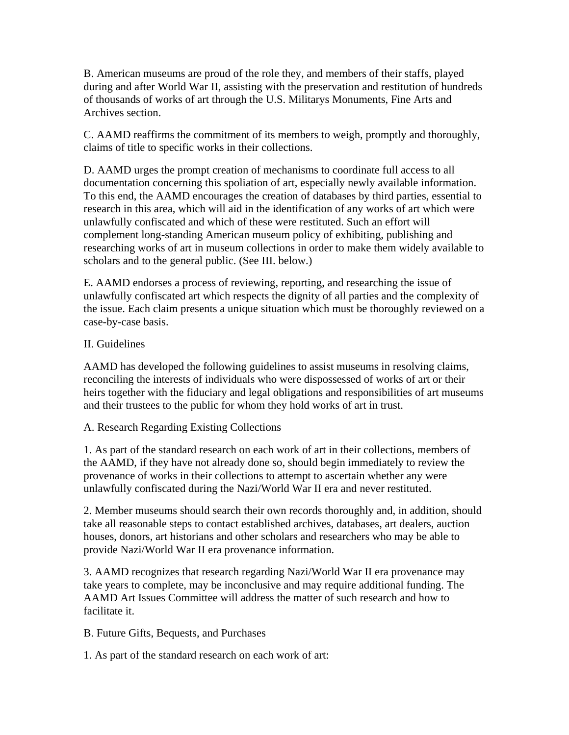B. American museums are proud of the role they, and members of their staffs, played during and after World War II, assisting with the preservation and restitution of hundreds of thousands of works of art through the U.S. Militarys Monuments, Fine Arts and Archives section.

C. AAMD reaffirms the commitment of its members to weigh, promptly and thoroughly, claims of title to specific works in their collections.

D. AAMD urges the prompt creation of mechanisms to coordinate full access to all documentation concerning this spoliation of art, especially newly available information. To this end, the AAMD encourages the creation of databases by third parties, essential to research in this area, which will aid in the identification of any works of art which were unlawfully confiscated and which of these were restituted. Such an effort will complement long-standing American museum policy of exhibiting, publishing and researching works of art in museum collections in order to make them widely available to scholars and to the general public. (See III. below.)

E. AAMD endorses a process of reviewing, reporting, and researching the issue of unlawfully confiscated art which respects the dignity of all parties and the complexity of the issue. Each claim presents a unique situation which must be thoroughly reviewed on a case-by-case basis.

## II. Guidelines

AAMD has developed the following guidelines to assist museums in resolving claims, reconciling the interests of individuals who were dispossessed of works of art or their heirs together with the fiduciary and legal obligations and responsibilities of art museums and their trustees to the public for whom they hold works of art in trust.

### A. Research Regarding Existing Collections

1. As part of the standard research on each work of art in their collections, members of the AAMD, if they have not already done so, should begin immediately to review the provenance of works in their collections to attempt to ascertain whether any were unlawfully confiscated during the Nazi/World War II era and never restituted.

2. Member museums should search their own records thoroughly and, in addition, should take all reasonable steps to contact established archives, databases, art dealers, auction houses, donors, art historians and other scholars and researchers who may be able to provide Nazi/World War II era provenance information.

3. AAMD recognizes that research regarding Nazi/World War II era provenance may take years to complete, may be inconclusive and may require additional funding. The AAMD Art Issues Committee will address the matter of such research and how to facilitate it.

### B. Future Gifts, Bequests, and Purchases

1. As part of the standard research on each work of art: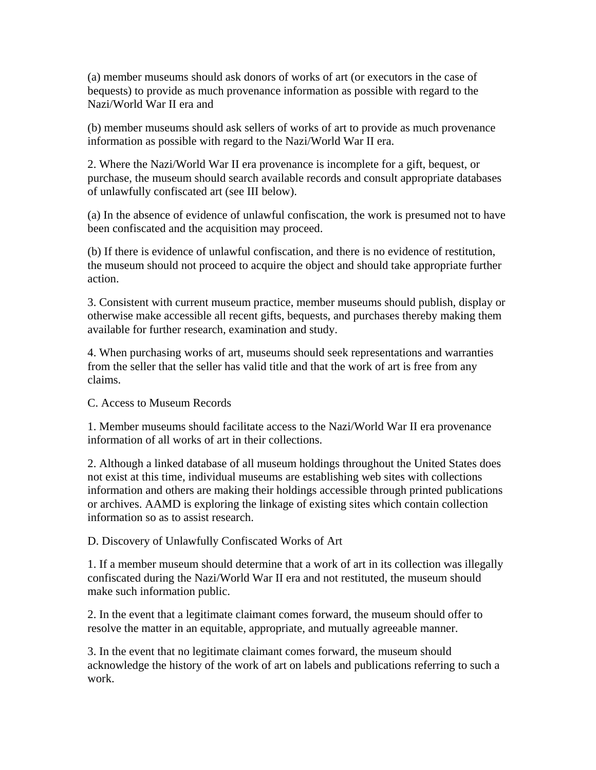(a) member museums should ask donors of works of art (or executors in the case of bequests) to provide as much provenance information as possible with regard to the Nazi/World War II era and

(b) member museums should ask sellers of works of art to provide as much provenance information as possible with regard to the Nazi/World War II era.

2. Where the Nazi/World War II era provenance is incomplete for a gift, bequest, or purchase, the museum should search available records and consult appropriate databases of unlawfully confiscated art (see III below).

(a) In the absence of evidence of unlawful confiscation, the work is presumed not to have been confiscated and the acquisition may proceed.

(b) If there is evidence of unlawful confiscation, and there is no evidence of restitution, the museum should not proceed to acquire the object and should take appropriate further action.

3. Consistent with current museum practice, member museums should publish, display or otherwise make accessible all recent gifts, bequests, and purchases thereby making them available for further research, examination and study.

4. When purchasing works of art, museums should seek representations and warranties from the seller that the seller has valid title and that the work of art is free from any claims.

C. Access to Museum Records

1. Member museums should facilitate access to the Nazi/World War II era provenance information of all works of art in their collections.

2. Although a linked database of all museum holdings throughout the United States does not exist at this time, individual museums are establishing web sites with collections information and others are making their holdings accessible through printed publications or archives. AAMD is exploring the linkage of existing sites which contain collection information so as to assist research.

D. Discovery of Unlawfully Confiscated Works of Art

1. If a member museum should determine that a work of art in its collection was illegally confiscated during the Nazi/World War II era and not restituted, the museum should make such information public.

2. In the event that a legitimate claimant comes forward, the museum should offer to resolve the matter in an equitable, appropriate, and mutually agreeable manner.

3. In the event that no legitimate claimant comes forward, the museum should acknowledge the history of the work of art on labels and publications referring to such a work.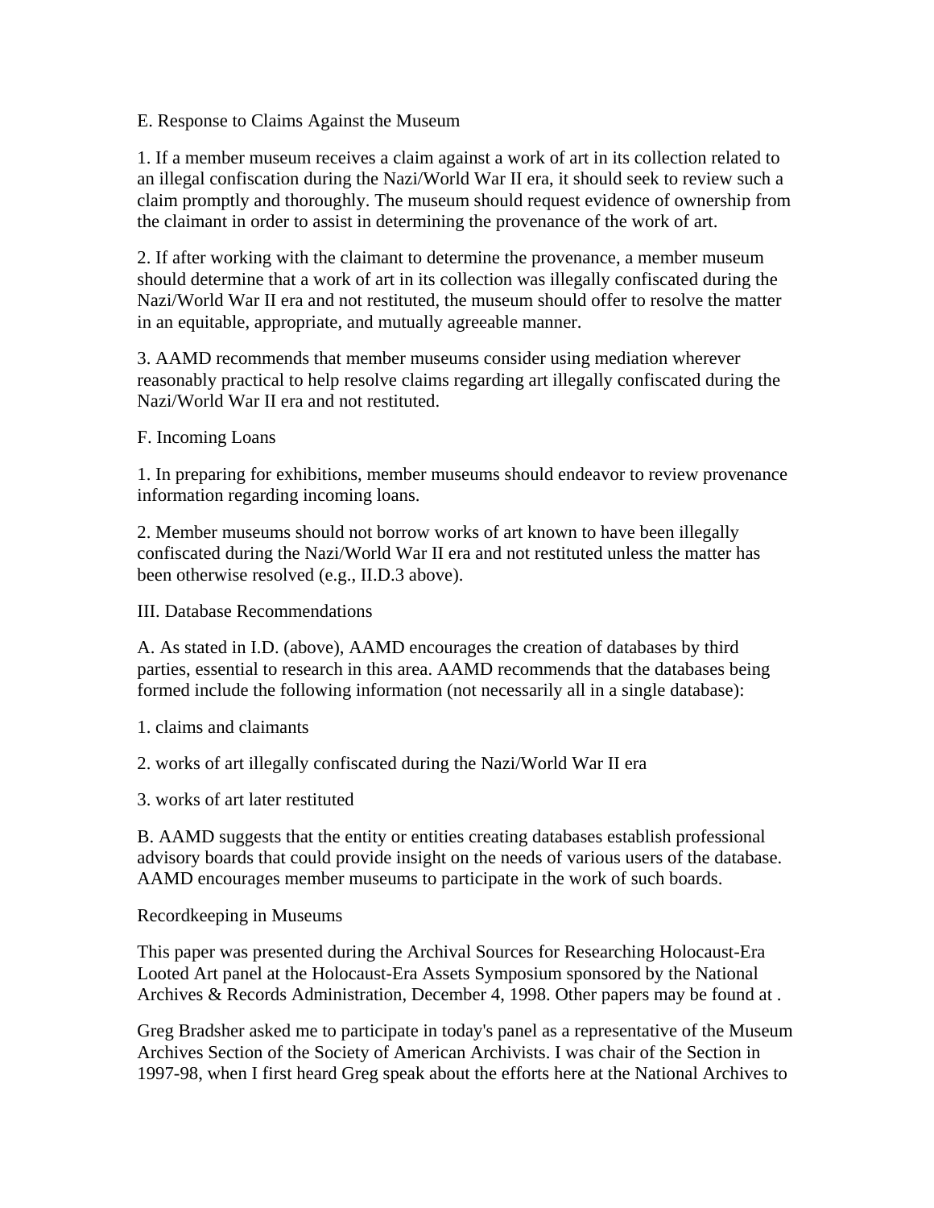E. Response to Claims Against the Museum

1. If a member museum receives a claim against a work of art in its collection related to an illegal confiscation during the Nazi/World War II era, it should seek to review such a claim promptly and thoroughly. The museum should request evidence of ownership from the claimant in order to assist in determining the provenance of the work of art.

2. If after working with the claimant to determine the provenance, a member museum should determine that a work of art in its collection was illegally confiscated during the Nazi/World War II era and not restituted, the museum should offer to resolve the matter in an equitable, appropriate, and mutually agreeable manner.

3. AAMD recommends that member museums consider using mediation wherever reasonably practical to help resolve claims regarding art illegally confiscated during the Nazi/World War II era and not restituted.

F. Incoming Loans

1. In preparing for exhibitions, member museums should endeavor to review provenance information regarding incoming loans.

2. Member museums should not borrow works of art known to have been illegally confiscated during the Nazi/World War II era and not restituted unless the matter has been otherwise resolved (e.g., II.D.3 above).

III. Database Recommendations

A. As stated in I.D. (above), AAMD encourages the creation of databases by third parties, essential to research in this area. AAMD recommends that the databases being formed include the following information (not necessarily all in a single database):

1. claims and claimants

2. works of art illegally confiscated during the Nazi/World War II era

3. works of art later restituted

B. AAMD suggests that the entity or entities creating databases establish professional advisory boards that could provide insight on the needs of various users of the database. AAMD encourages member museums to participate in the work of such boards.

Recordkeeping in Museums

This paper was presented during the Archival Sources for Researching Holocaust-Era Looted Art panel at the Holocaust-Era Assets Symposium sponsored by the National Archives & Records Administration, December 4, 1998. Other papers may be found at .

Greg Bradsher asked me to participate in today's panel as a representative of the Museum Archives Section of the Society of American Archivists. I was chair of the Section in 1997-98, when I first heard Greg speak about the efforts here at the National Archives to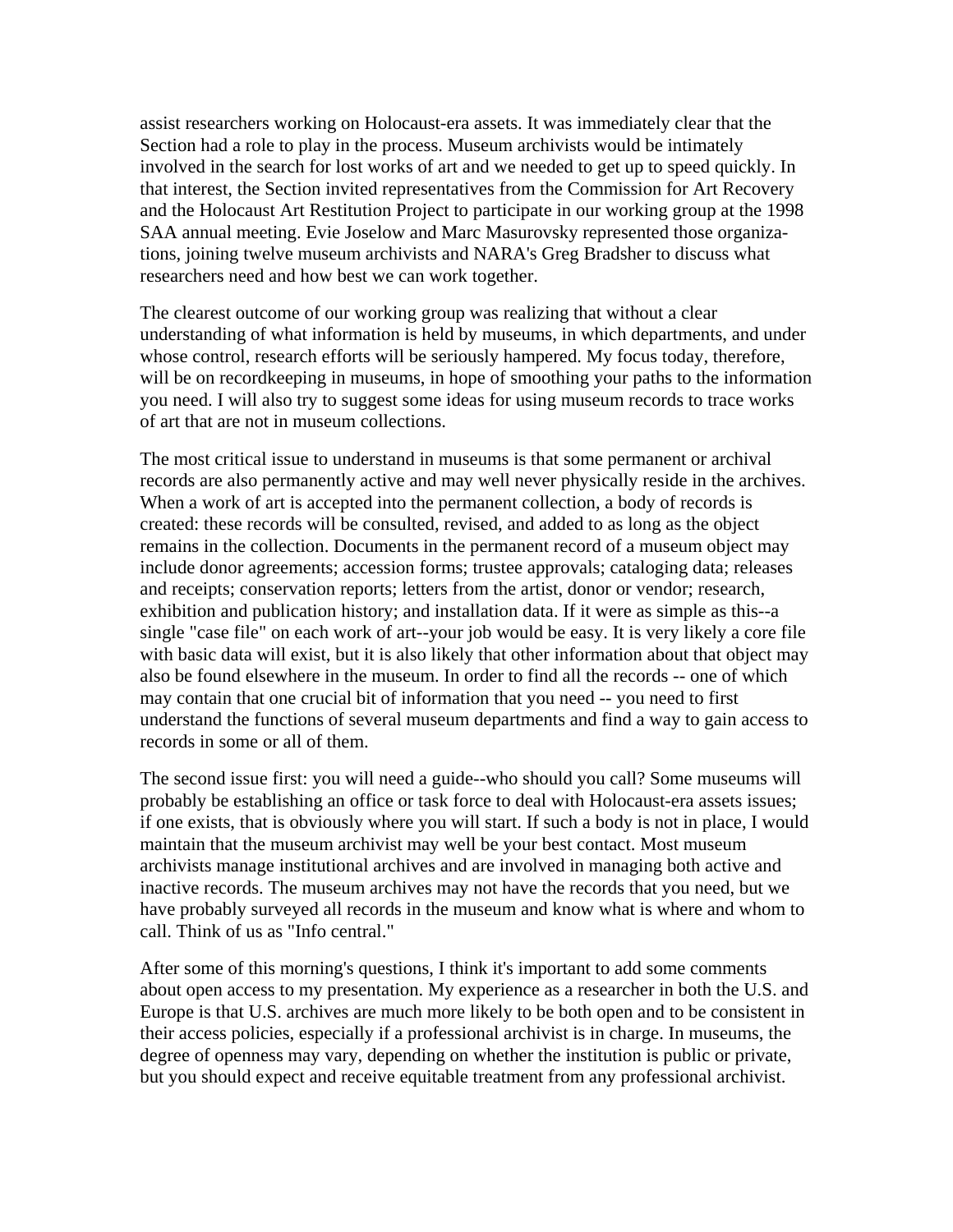assist researchers working on Holocaust-era assets. It was immediately clear that the Section had a role to play in the process. Museum archivists would be intimately involved in the search for lost works of art and we needed to get up to speed quickly. In that interest, the Section invited representatives from the Commission for Art Recovery and the Holocaust Art Restitution Project to participate in our working group at the 1998 SAA annual meeting. Evie Joselow and Marc Masurovsky represented those organizations, joining twelve museum archivists and NARA's Greg Bradsher to discuss what researchers need and how best we can work together.

The clearest outcome of our working group was realizing that without a clear understanding of what information is held by museums, in which departments, and under whose control, research efforts will be seriously hampered. My focus today, therefore, will be on recordkeeping in museums, in hope of smoothing your paths to the information you need. I will also try to suggest some ideas for using museum records to trace works of art that are not in museum collections.

The most critical issue to understand in museums is that some permanent or archival records are also permanently active and may well never physically reside in the archives. When a work of art is accepted into the permanent collection, a body of records is created: these records will be consulted, revised, and added to as long as the object remains in the collection. Documents in the permanent record of a museum object may include donor agreements; accession forms; trustee approvals; cataloging data; releases and receipts; conservation reports; letters from the artist, donor or vendor; research, exhibition and publication history; and installation data. If it were as simple as this--a single "case file" on each work of art--your job would be easy. It is very likely a core file with basic data will exist, but it is also likely that other information about that object may also be found elsewhere in the museum. In order to find all the records -- one of which may contain that one crucial bit of information that you need -- you need to first understand the functions of several museum departments and find a way to gain access to records in some or all of them.

The second issue first: you will need a guide--who should you call? Some museums will probably be establishing an office or task force to deal with Holocaust-era assets issues; if one exists, that is obviously where you will start. If such a body is not in place, I would maintain that the museum archivist may well be your best contact. Most museum archivists manage institutional archives and are involved in managing both active and inactive records. The museum archives may not have the records that you need, but we have probably surveyed all records in the museum and know what is where and whom to call. Think of us as "Info central."

After some of this morning's questions, I think it's important to add some comments about open access to my presentation. My experience as a researcher in both the U.S. and Europe is that U.S. archives are much more likely to be both open and to be consistent in their access policies, especially if a professional archivist is in charge. In museums, the degree of openness may vary, depending on whether the institution is public or private, but you should expect and receive equitable treatment from any professional archivist.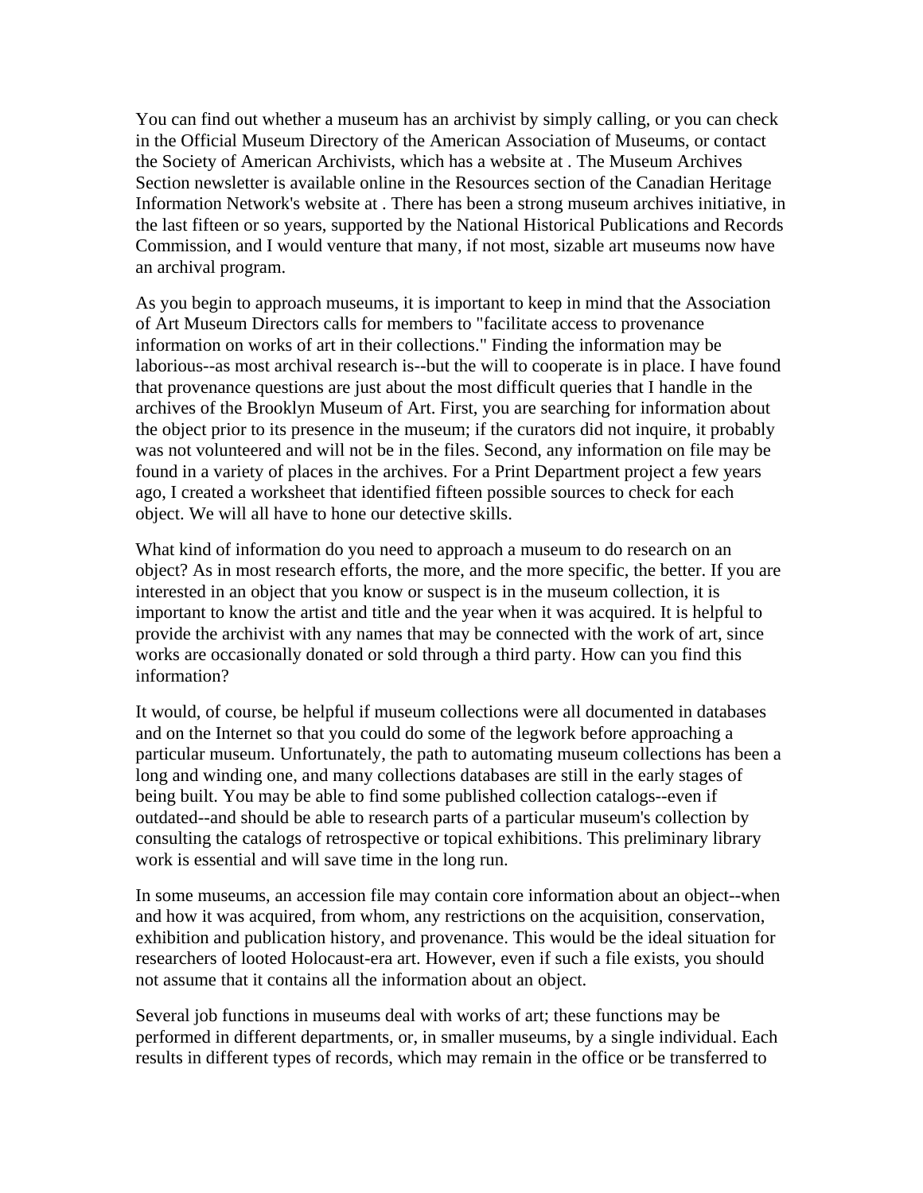You can find out whether a museum has an archivist by simply calling, or you can check in the Official Museum Directory of the American Association of Museums, or contact the Society of American Archivists, which has a website at . The Museum Archives Section newsletter is available online in the Resources section of the Canadian Heritage Information Network's website at . There has been a strong museum archives initiative, in the last fifteen or so years, supported by the National Historical Publications and Records Commission, and I would venture that many, if not most, sizable art museums now have an archival program.

As you begin to approach museums, it is important to keep in mind that the Association of Art Museum Directors calls for members to "facilitate access to provenance information on works of art in their collections." Finding the information may be laborious--as most archival research is--but the will to cooperate is in place. I have found that provenance questions are just about the most difficult queries that I handle in the archives of the Brooklyn Museum of Art. First, you are searching for information about the object prior to its presence in the museum; if the curators did not inquire, it probably was not volunteered and will not be in the files. Second, any information on file may be found in a variety of places in the archives. For a Print Department project a few years ago, I created a worksheet that identified fifteen possible sources to check for each object. We will all have to hone our detective skills.

What kind of information do you need to approach a museum to do research on an object? As in most research efforts, the more, and the more specific, the better. If you are interested in an object that you know or suspect is in the museum collection, it is important to know the artist and title and the year when it was acquired. It is helpful to provide the archivist with any names that may be connected with the work of art, since works are occasionally donated or sold through a third party. How can you find this information?

It would, of course, be helpful if museum collections were all documented in databases and on the Internet so that you could do some of the legwork before approaching a particular museum. Unfortunately, the path to automating museum collections has been a long and winding one, and many collections databases are still in the early stages of being built. You may be able to find some published collection catalogs--even if outdated--and should be able to research parts of a particular museum's collection by consulting the catalogs of retrospective or topical exhibitions. This preliminary library work is essential and will save time in the long run.

In some museums, an accession file may contain core information about an object--when and how it was acquired, from whom, any restrictions on the acquisition, conservation, exhibition and publication history, and provenance. This would be the ideal situation for researchers of looted Holocaust-era art. However, even if such a file exists, you should not assume that it contains all the information about an object.

Several job functions in museums deal with works of art; these functions may be performed in different departments, or, in smaller museums, by a single individual. Each results in different types of records, which may remain in the office or be transferred to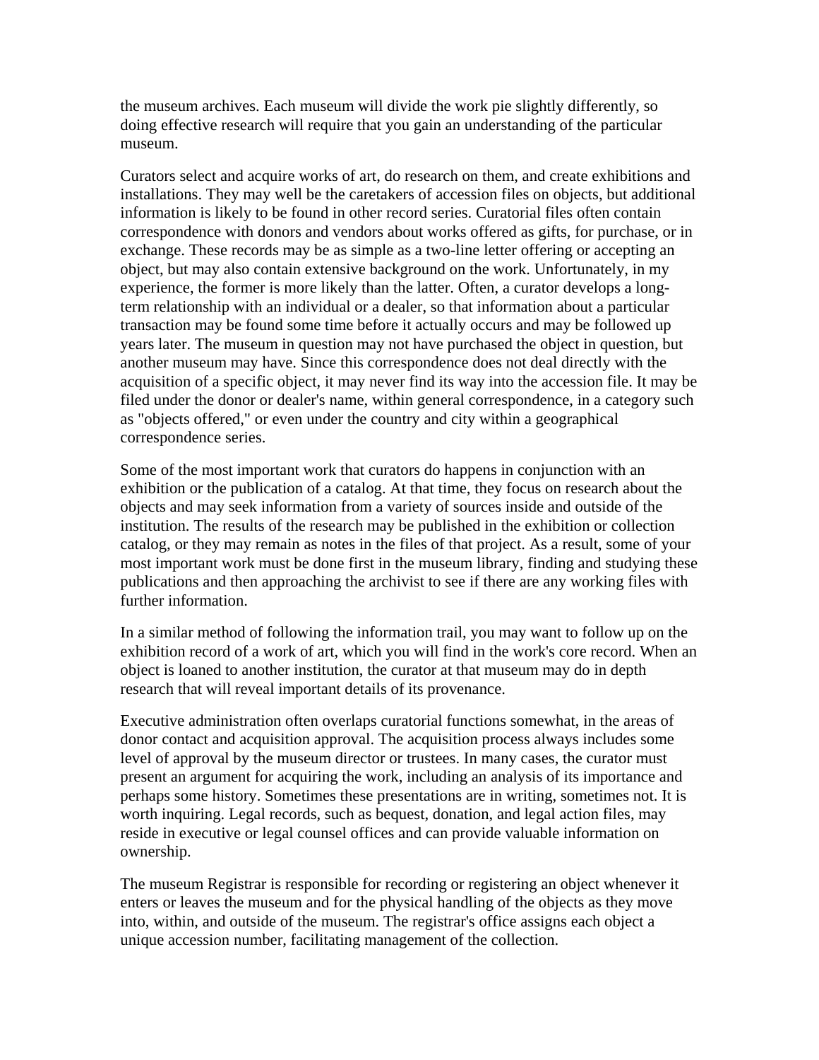the museum archives. Each museum will divide the work pie slightly differently, so doing effective research will require that you gain an understanding of the particular museum.

Curators select and acquire works of art, do research on them, and create exhibitions and installations. They may well be the caretakers of accession files on objects, but additional information is likely to be found in other record series. Curatorial files often contain correspondence with donors and vendors about works offered as gifts, for purchase, or in exchange. These records may be as simple as a two-line letter offering or accepting an object, but may also contain extensive background on the work. Unfortunately, in my experience, the former is more likely than the latter. Often, a curator develops a long-term relationship with an individual or a dealer, so that information about a particular transaction may be found some time before it actually occurs and may be followed up years later. The museum in question may not have purchased the object in question, but another museum may have. Since this correspondence does not deal directly with the acquisition of a specific object, it may never find its way into the accession file. It may be filed under the donor or dealer's name, within general correspondence, in a category such as "objects offered," or even under the country and city within a geographical correspondence series.

Some of the most important work that curators do happens in conjunction with an exhibition or the publication of a catalog. At that time, they focus on research about the objects and may seek information from a variety of sources inside and outside of the institution. The results of the research may be published in the exhibition or collection catalog, or they may remain as notes in the files of that project. As a result, some of your most important work must be done first in the museum library, finding and studying these publications and then approaching the archivist to see if there are any working files with further information.

In a similar method of following the information trail, you may want to follow up on the exhibition record of a work of art, which you will find in the work's core record. When an object is loaned to another institution, the curator at that museum may do in depth research that will reveal important details of its provenance.

Executive administration often overlaps curatorial functions somewhat, in the areas of donor contact and acquisition approval. The acquisition process always includes some level of approval by the museum director or trustees. In many cases, the curator must present an argument for acquiring the work, including an analysis of its importance and perhaps some history. Sometimes these presentations are in writing, sometimes not. It is worth inquiring. Legal records, such as bequest, donation, and legal action files, may reside in executive or legal counsel offices and can provide valuable information on ownership.

The museum Registrar is responsible for recording or registering an object whenever it enters or leaves the museum and for the physical handling of the objects as they move into, within, and outside of the museum. The registrar's office assigns each object a unique accession number, facilitating management of the collection.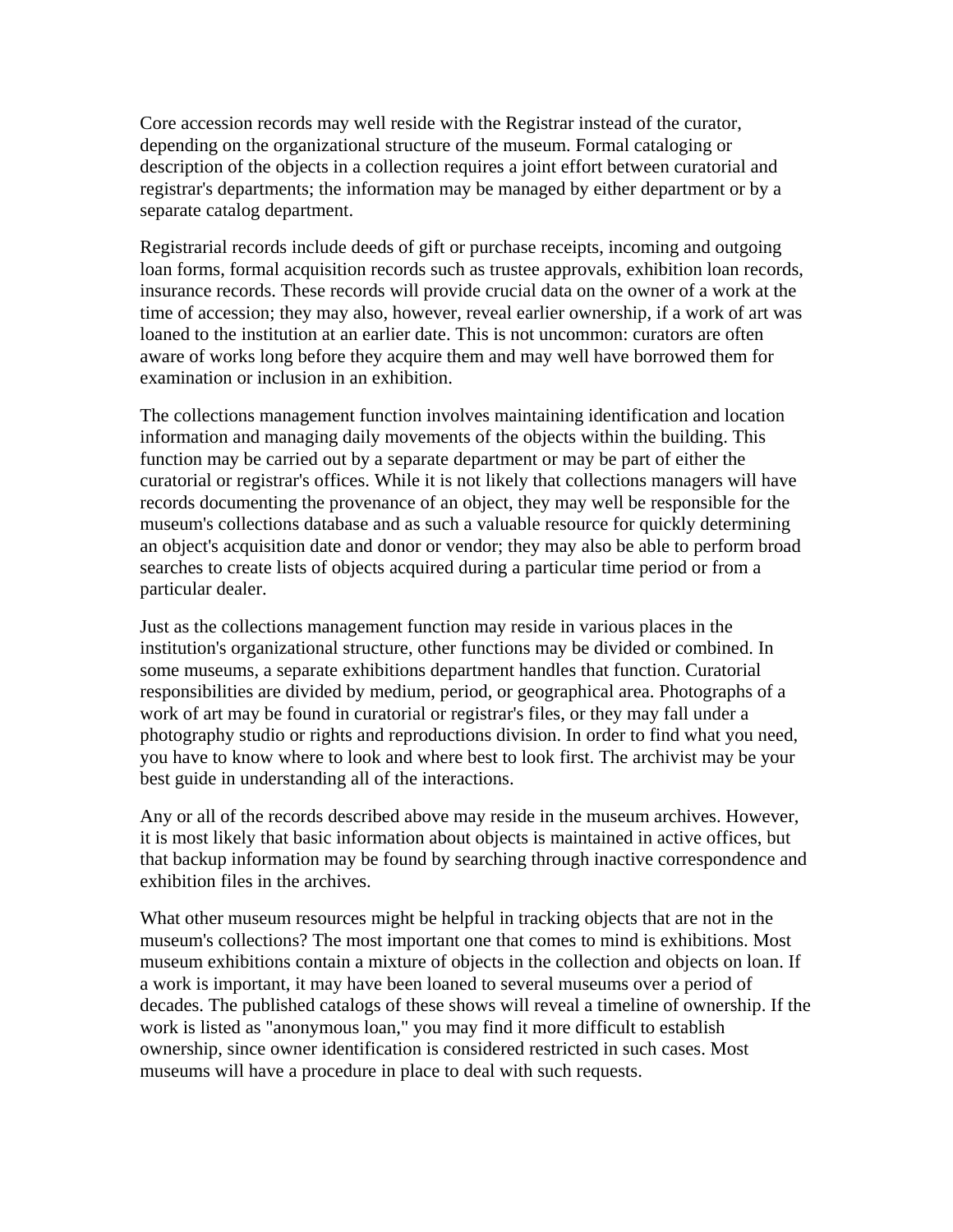Core accession records may well reside with the Registrar instead of the curator, depending on the organizational structure of the museum. Formal cataloging or description of the objects in a collection requires a joint effort between curatorial and registrar's departments; the information may be managed by either department or by a separate catalog department.

Registrarial records include deeds of gift or purchase receipts, incoming and outgoing loan forms, formal acquisition records such as trustee approvals, exhibition loan records, insurance records. These records will provide crucial data on the owner of a work at the time of accession; they may also, however, reveal earlier ownership, if a work of art was loaned to the institution at an earlier date. This is not uncommon: curators are often aware of works long before they acquire them and may well have borrowed them for examination or inclusion in an exhibition.

The collections management function involves maintaining identification and location information and managing daily movements of the objects within the building. This function may be carried out by a separate department or may be part of either the curatorial or registrar's offices. While it is not likely that collections managers will have records documenting the provenance of an object, they may well be responsible for the museum's collections database and as such a valuable resource for quickly determining an object's acquisition date and donor or vendor; they may also be able to perform broad searches to create lists of objects acquired during a particular time period or from a particular dealer.

Just as the collections management function may reside in various places in the institution's organizational structure, other functions may be divided or combined. In some museums, a separate exhibitions department handles that function. Curatorial responsibilities are divided by medium, period, or geographical area. Photographs of a work of art may be found in curatorial or registrar's files, or they may fall under a photography studio or rights and reproductions division. In order to find what you need, you have to know where to look and where best to look first. The archivist may be your best guide in understanding all of the interactions.

Any or all of the records described above may reside in the museum archives. However, it is most likely that basic information about objects is maintained in active offices, but that backup information may be found by searching through inactive correspondence and exhibition files in the archives.

What other museum resources might be helpful in tracking objects that are not in the museum's collections? The most important one that comes to mind is exhibitions. Most museum exhibitions contain a mixture of objects in the collection and objects on loan. If a work is important, it may have been loaned to several museums over a period of decades. The published catalogs of these shows will reveal a timeline of ownership. If the work is listed as "anonymous loan," you may find it more difficult to establish ownership, since owner identification is considered restricted in such cases. Most museums will have a procedure in place to deal with such requests.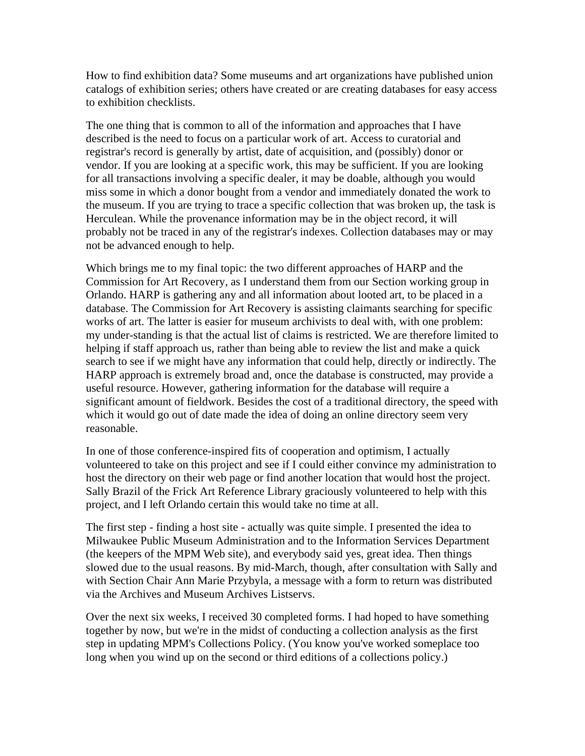How to find exhibition data? Some museums and art organizations have published union catalogs of exhibition series; others have created or are creating databases for easy access to exhibition checklists.

The one thing that is common to all of the information and approaches that I have described is the need to focus on a particular work of art. Access to curatorial and registrar's record is generally by artist, date of acquisition, and (possibly) donor or vendor. If you are looking at a specific work, this may be sufficient. If you are looking for all transactions involving a specific dealer, it may be doable, although you would miss some in which a donor bought from a vendor and immediately donated the work to the museum. If you are trying to trace a specific collection that was broken up, the task is Herculean. While the provenance information may be in the object record, it will probably not be traced in any of the registrar's indexes. Collection databases may or may not be advanced enough to help.

Which brings me to my final topic: the two different approaches of HARP and the Commission for Art Recovery, as I understand them from our Section working group in Orlando. HARP is gathering any and all information about looted art, to be placed in a database. The Commission for Art Recovery is assisting claimants searching for specific works of art. The latter is easier for museum archivists to deal with, with one problem: my under-standing is that the actual list of claims is restricted. We are therefore limited to helping if staff approach us, rather than being able to review the list and make a quick search to see if we might have any information that could help, directly or indirectly. The HARP approach is extremely broad and, once the database is constructed, may provide a useful resource. However, gathering information for the database will require a significant amount of fieldwork. Besides the cost of a traditional directory, the speed with which it would go out of date made the idea of doing an online directory seem very reasonable.

In one of those conference-inspired fits of cooperation and optimism, I actually volunteered to take on this project and see if I could either convince my administration to host the directory on their web page or find another location that would host the project. Sally Brazil of the Frick Art Reference Library graciously volunteered to help with this project, and I left Orlando certain this would take no time at all.

The first step - finding a host site - actually was quite simple. I presented the idea to Milwaukee Public Museum Administration and to the Information Services Department (the keepers of the MPM Web site), and everybody said yes, great idea. Then things slowed due to the usual reasons. By mid-March, though, after consultation with Sally and with Section Chair Ann Marie Przybyla, a message with a form to return was distributed via the Archives and Museum Archives Listservs.

Over the next six weeks, I received 30 completed forms. I had hoped to have something together by now, but we're in the midst of conducting a collection analysis as the first step in updating MPM's Collections Policy. (You know you've worked someplace too long when you wind up on the second or third editions of a collections policy.)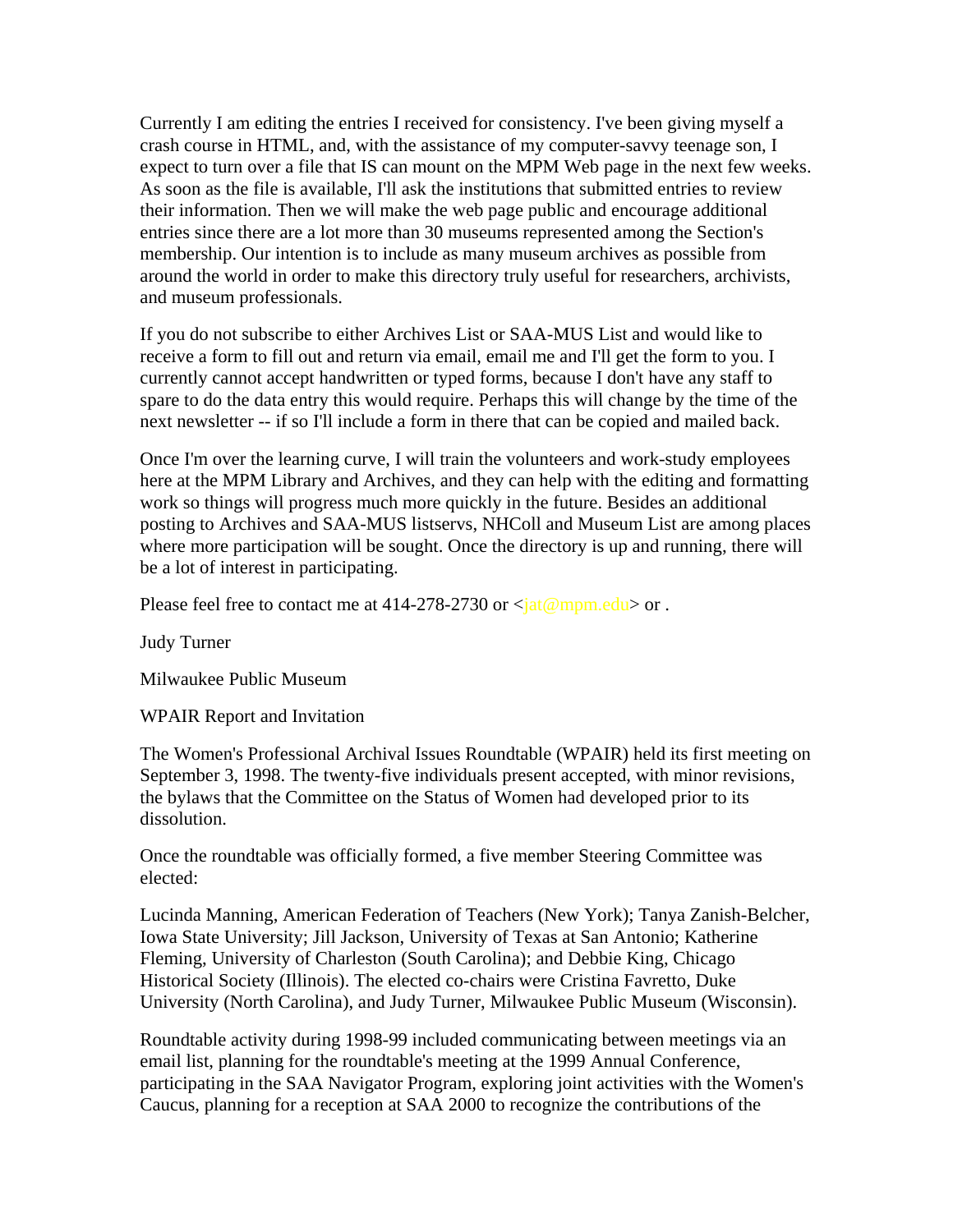Currently I am editing the entries I received for consistency. I've been giving myself a crash course in HTML, and, with the assistance of my computer-savvy teenage son, I expect to turn over a file that IS can mount on the MPM Web page in the next few weeks. As soon as the file is available, I'll ask the institutions that submitted entries to review their information. Then we will make the web page public and encourage additional entries since there are a lot more than 30 museums represented among the Section's membership. Our intention is to include as many museum archives as possible from around the world in order to make this directory truly useful for researchers, archivists, and museum professionals.

If you do not subscribe to either Archives List or SAA-MUS List and would like to receive a form to fill out and return via email, email me and I'll get the form to you. I currently cannot accept handwritten or typed forms, because I don't have any staff to spare to do the data entry this would require. Perhaps this will change by the time of the next newsletter -- if so I'll include a form in there that can be copied and mailed back.

Once I'm over the learning curve, I will train the volunteers and work-study employees here at the MPM Library and Archives, and they can help with the editing and formatting work so things will progress much more quickly in the future. Besides an additional posting to Archives and SAA-MUS listservs, NHColl and Museum List are among places where more participation will be sought. Once the directory is up and running, there will be a lot of interest in participating.

Please feel free to contact me at 414-278-2730 or <jat@mpm.edu> or .

Judy Turner

Milwaukee Public Museum

WPAIR Report and Invitation

The Women's Professional Archival Issues Roundtable (WPAIR) held its first meeting on September 3, 1998. The twenty-five individuals present accepted, with minor revisions, the bylaws that the Committee on the Status of Women had developed prior to its dissolution.

Once the roundtable was officially formed, a five member Steering Committee was elected:

Lucinda Manning, American Federation of Teachers (New York); Tanya Zanish-Belcher, Iowa State University; Jill Jackson, University of Texas at San Antonio; Katherine Fleming, University of Charleston (South Carolina); and Debbie King, Chicago Historical Society (Illinois). The elected co-chairs were Cristina Favretto, Duke University (North Carolina), and Judy Turner, Milwaukee Public Museum (Wisconsin).

Roundtable activity during 1998-99 included communicating between meetings via an email list, planning for the roundtable's meeting at the 1999 Annual Conference, participating in the SAA Navigator Program, exploring joint activities with the Women's Caucus, planning for a reception at SAA 2000 to recognize the contributions of the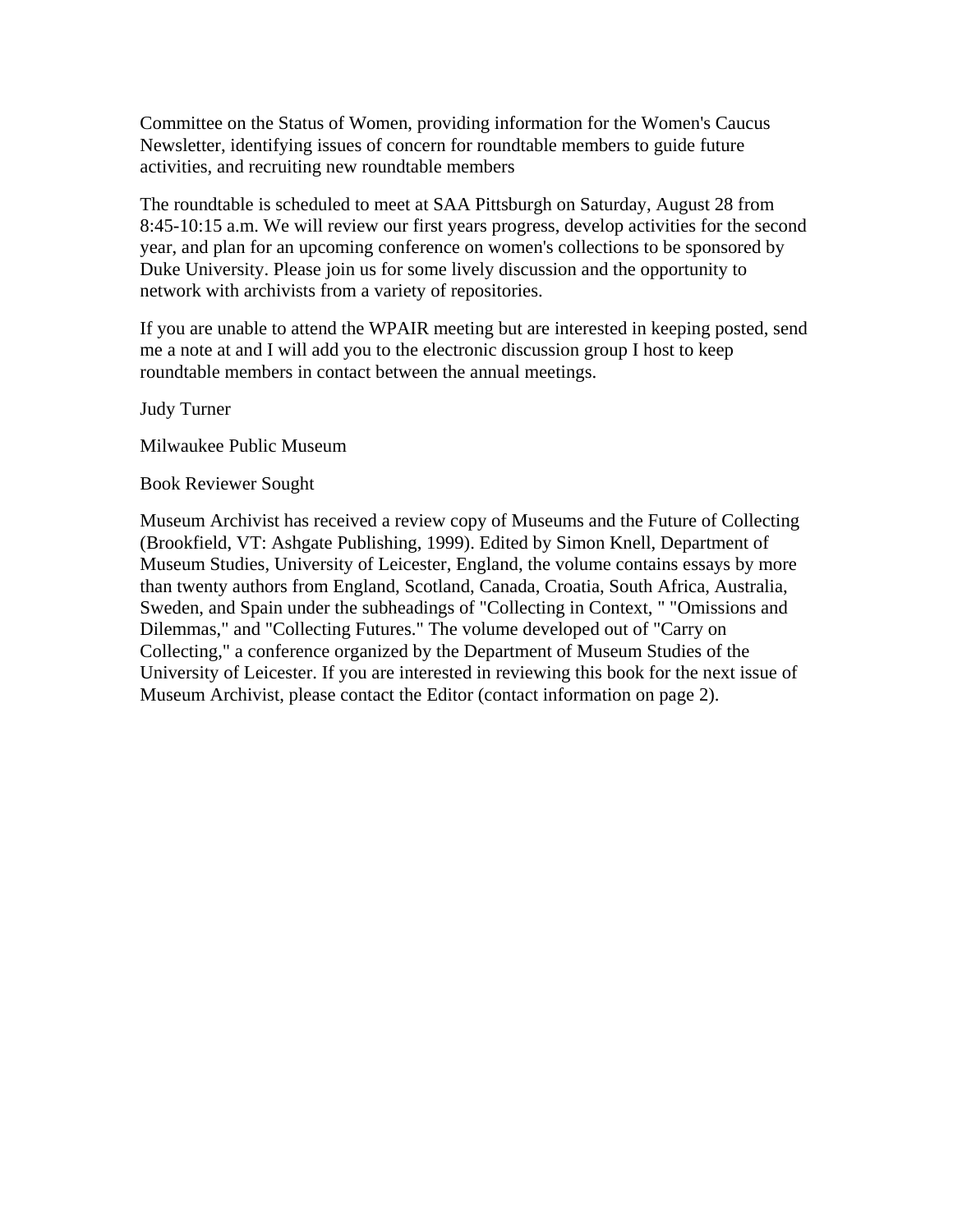Committee on the Status of Women, providing information for the Women's Caucus Newsletter, identifying issues of concern for roundtable members to guide future activities, and recruiting new roundtable members

The roundtable is scheduled to meet at SAA Pittsburgh on Saturday, August 28 from 8:45-10:15 a.m. We will review our first years progress, develop activities for the second year, and plan for an upcoming conference on women's collections to be sponsored by Duke University. Please join us for some lively discussion and the opportunity to network with archivists from a variety of repositories.

If you are unable to attend the WPAIR meeting but are interested in keeping posted, send me a note at and I will add you to the electronic discussion group I host to keep roundtable members in contact between the annual meetings.

Judy Turner

Milwaukee Public Museum

## Book Reviewer Sought

Museum Archivist has received a review copy of Museums and the Future of Collecting (Brookfield, VT: Ashgate Publishing, 1999). Edited by Simon Knell, Department of Museum Studies, University of Leicester, England, the volume contains essays by more than twenty authors from England, Scotland, Canada, Croatia, South Africa, Australia, Sweden, and Spain under the subheadings of "Collecting in Context, " "Omissions and Dilemmas," and "Collecting Futures." The volume developed out of "Carry on Collecting," a conference organized by the Department of Museum Studies of the University of Leicester. If you are interested in reviewing this book for the next issue of Museum Archivist, please contact the Editor (contact information on page 2).